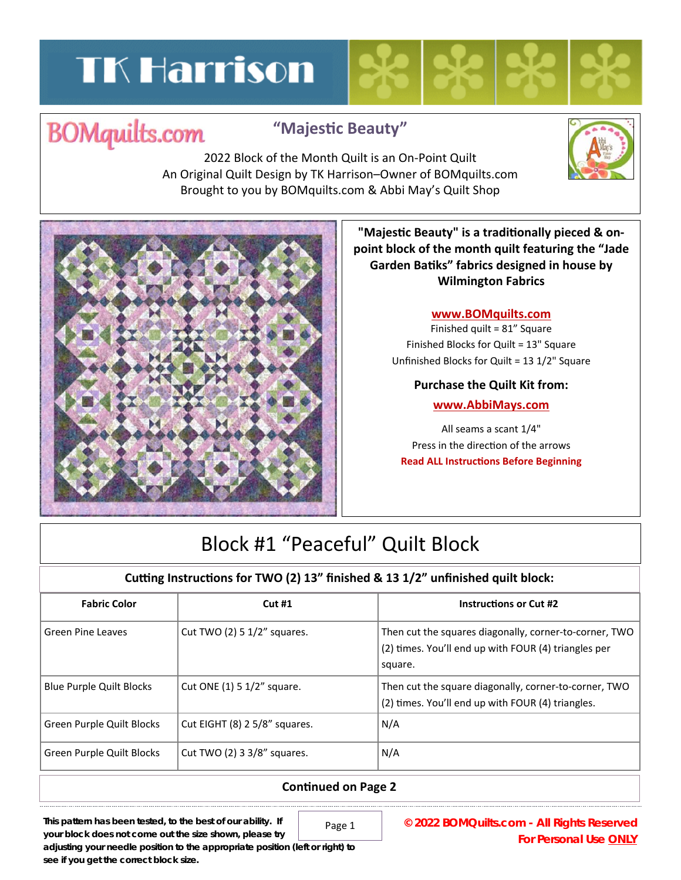# TK Harrison

BOMquilts.com

## "Majestic Beauty"

2022 Block of the Month Quilt is an On-Point Quilt
An Original Quilt Design by TK Harrison–Owner of BOMquilts.com
Brought to you by BOMquilts.com & Abbi May's Quilt Shop

**"Majestic Beauty" is a traditionally pieced & on-point block of the month quilt featuring the "Jade Garden Batiks" fabrics designed in house by Wilmington Fabrics**

**www.BOMquilts.com**

Finished quilt = 81" Square
Finished Blocks for Quilt = 13" Square
Unfinished Blocks for Quilt = 13 1/2" Square

**Purchase the Quilt Kit from:**

**www.AbbiMays.com**

All seams a scant 1/4"
Press in the direction of the arrows
**Read ALL Instructions Before Beginning**

# Block #1 "Peaceful" Quilt Block

**Cutting Instructions for TWO (2) 13" finished & 13 1/2" unfinished quilt block:**

| Fabric Color | Cut #1 | Instructions or Cut #2 |
|---|---|---|
| Green Pine Leaves | Cut TWO (2) 5 1/2" squares. | Then cut the squares diagonally, corner-to-corner, TWO (2) times. You'll end up with FOUR (4) triangles per square. |
| Blue Purple Quilt Blocks | Cut ONE (1) 5 1/2" square. | Then cut the square diagonally, corner-to-corner, TWO (2) times. You'll end up with FOUR (4) triangles. |
| Green Purple Quilt Blocks | Cut EIGHT (8) 2 5/8" squares. | N/A |
| Green Purple Quilt Blocks | Cut TWO (2) 3 3/8" squares. | N/A |

**Continued on Page 2**

**This pattern has been tested, to the best of our ability. If your block does not come out the size shown, please try adjusting your needle position to the appropriate position (left or right) to see if you get the correct block size.**

**© 2022 BOMQuilts.com - All Rights Reserved**
**For Personal Use ONLY**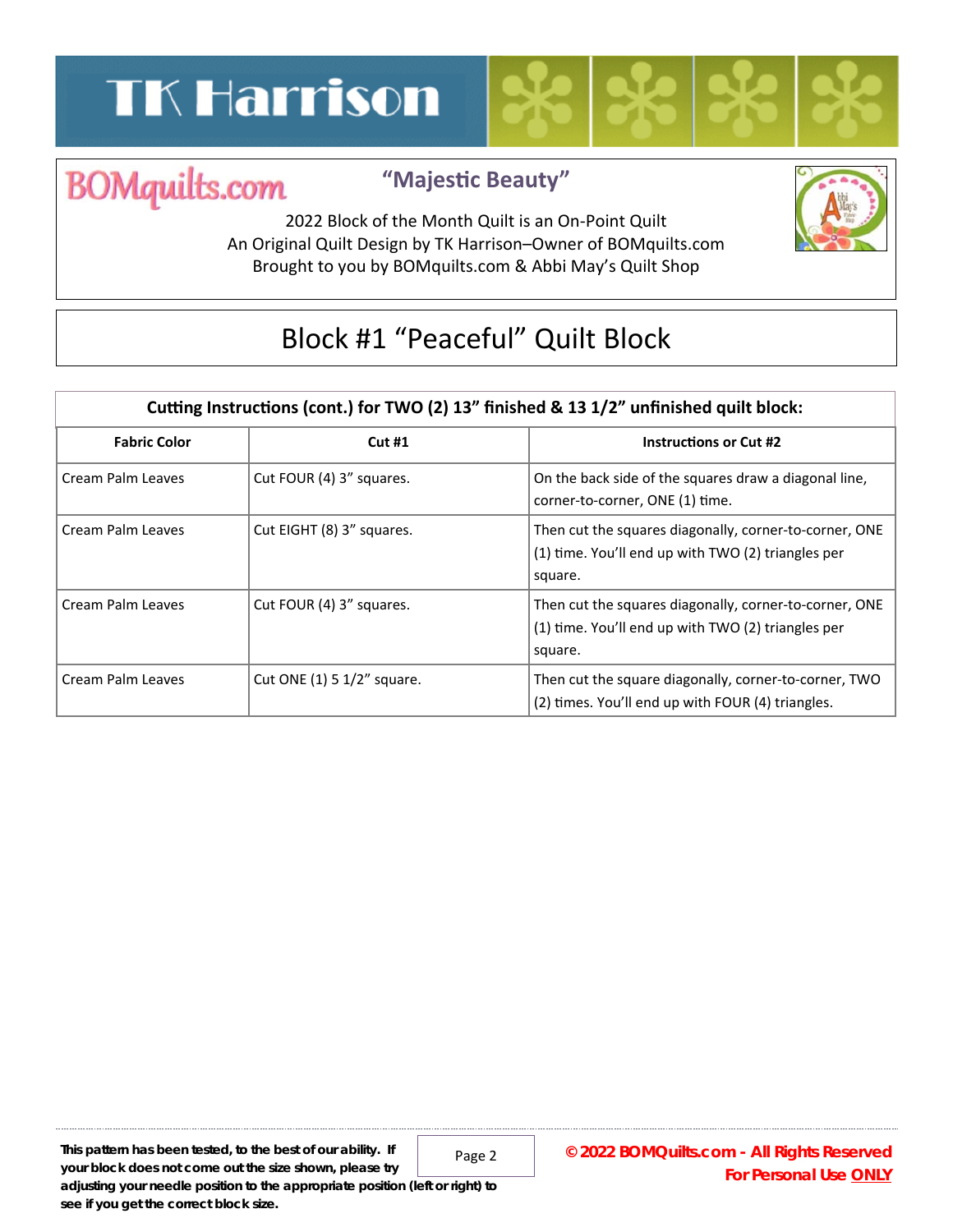TK Harrison

BOMquilts.com

## "Majestic Beauty"

2022 Block of the Month Quilt is an On-Point Quilt
An Original Quilt Design by TK Harrison–Owner of BOMquilts.com
Brought to you by BOMquilts.com & Abbi May's Quilt Shop

# Block #1 "Peaceful" Quilt Block

| Cutting Instructions (cont.) for TWO (2) 13" finished & 13 1/2" unfinished quilt block: | | |
|---|---|---|
| **Fabric Color** | **Cut #1** | **Instructions or Cut #2** |
| Cream Palm Leaves | Cut FOUR (4) 3" squares. | On the back side of the squares draw a diagonal line, corner-to-corner, ONE (1) time. |
| Cream Palm Leaves | Cut EIGHT (8) 3" squares. | Then cut the squares diagonally, corner-to-corner, ONE (1) time. You'll end up with TWO (2) triangles per square. |
| Cream Palm Leaves | Cut FOUR (4) 3" squares. | Then cut the squares diagonally, corner-to-corner, ONE (1) time. You'll end up with TWO (2) triangles per square. |
| Cream Palm Leaves | Cut ONE (1) 5 1/2" square. | Then cut the square diagonally, corner-to-corner, TWO (2) times. You'll end up with FOUR (4) triangles. |

**This pattern has been tested, to the best of our ability. If your block does not come out the size shown, please try adjusting your needle position to the appropriate position (left or right) to see if you get the correct block size.**

**© 2022 BOMQuilts.com - All Rights Reserved**
**For Personal Use ONLY**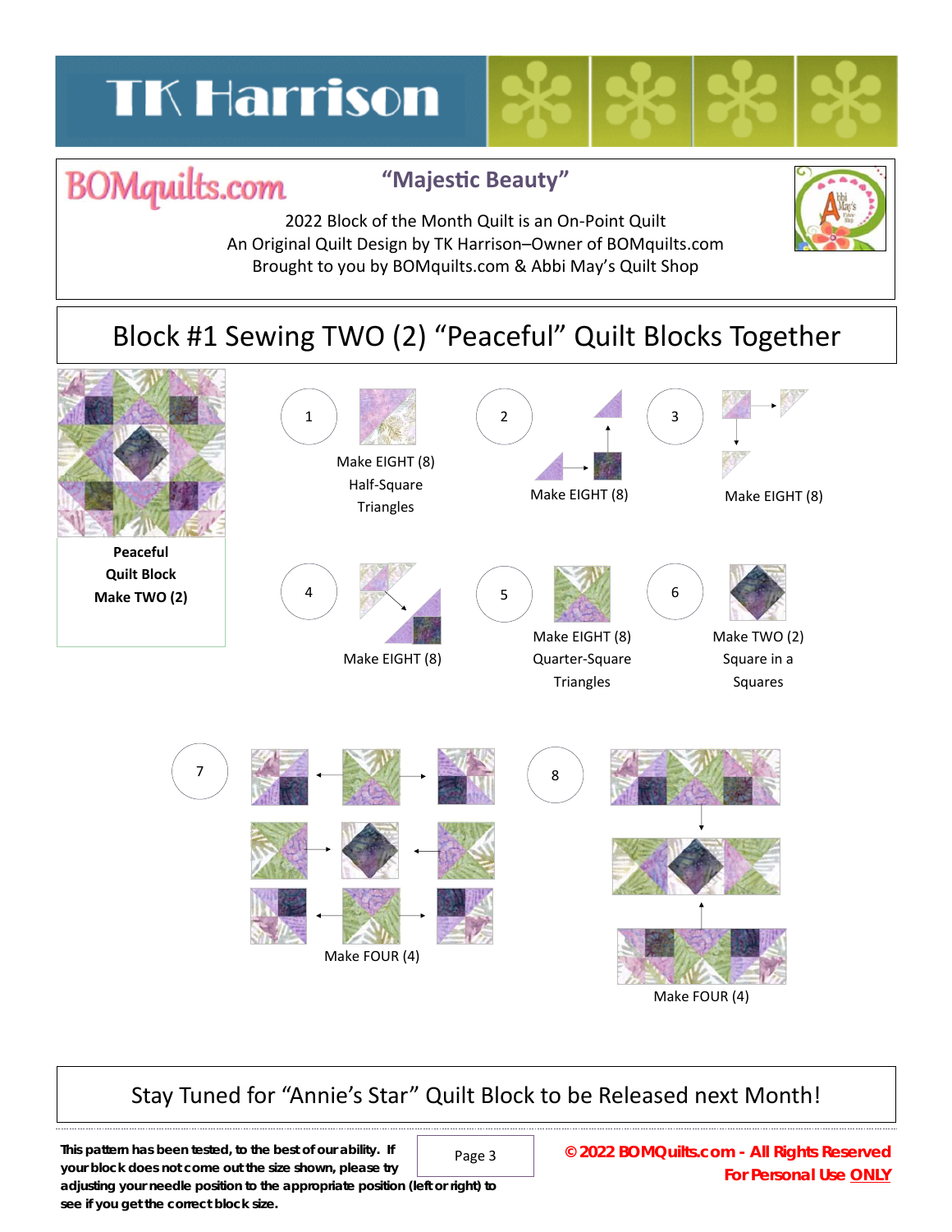TK Harrison

BOMquilts.com

## "Majestic Beauty"

2022 Block of the Month Quilt is an On-Point Quilt
An Original Quilt Design by TK Harrison–Owner of BOMquilts.com
Brought to you by BOMquilts.com & Abbi May's Quilt Shop

# Block #1 Sewing TWO (2) "Peaceful" Quilt Blocks Together

**Peaceful Quilt Block Make TWO (2)**

1. Make EIGHT (8) Half-Square Triangles
2. Make EIGHT (8)
3. Make EIGHT (8)
4. Make EIGHT (8)
5. Make EIGHT (8) Quarter-Square Triangles
6. Make TWO (2) Square in a Squares
7. Make FOUR (4)
8. Make FOUR (4)

Stay Tuned for "Annie's Star" Quilt Block to be Released next Month!

**This pattern has been tested, to the best of our ability. If your block does not come out the size shown, please try adjusting your needle position to the appropriate position (left or right) to see if you get the correct block size.**

**© 2022 BOMQuilts.com - All Rights Reserved**
**For Personal Use ONLY**